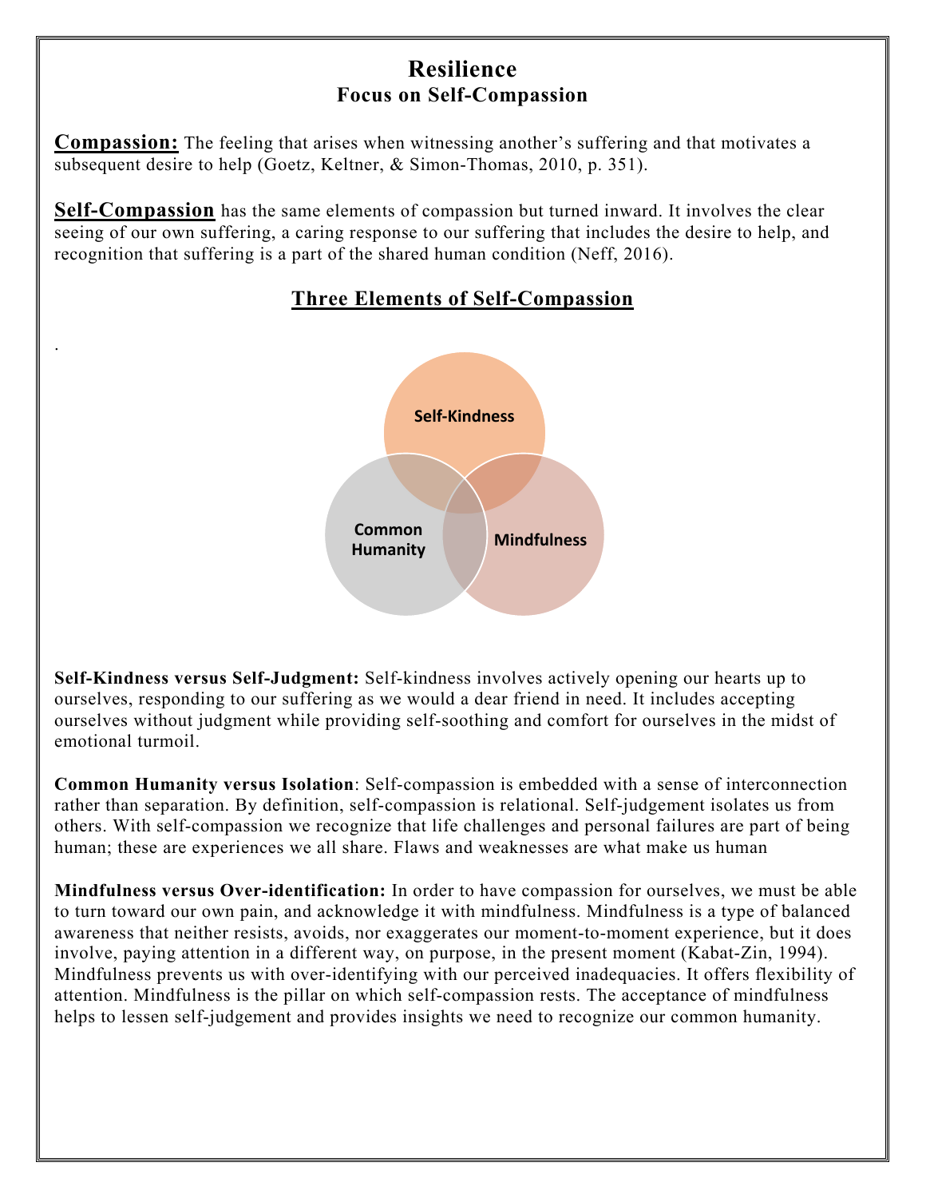# Resilience
## Focus on Self-Compassion

**Compassion:** The feeling that arises when witnessing another's suffering and that motivates a subsequent desire to help (Goetz, Keltner, & Simon-Thomas, 2010, p. 351).

**Self-Compassion** has the same elements of compassion but turned inward. It involves the clear seeing of our own suffering, a caring response to our suffering that includes the desire to help, and recognition that suffering is a part of the shared human condition (Neff, 2016).

### Three Elements of Self-Compassion

.

Self-Kindness

Common Humanity

Mindfulness

**Self-Kindness versus Self-Judgment:** Self-kindness involves actively opening our hearts up to ourselves, responding to our suffering as we would a dear friend in need. It includes accepting ourselves without judgment while providing self-soothing and comfort for ourselves in the midst of emotional turmoil.

**Common Humanity versus Isolation**: Self-compassion is embedded with a sense of interconnection rather than separation. By definition, self-compassion is relational. Self-judgement isolates us from others. With self-compassion we recognize that life challenges and personal failures are part of being human; these are experiences we all share. Flaws and weaknesses are what make us human

**Mindfulness versus Over-identification:** In order to have compassion for ourselves, we must be able to turn toward our own pain, and acknowledge it with mindfulness. Mindfulness is a type of balanced awareness that neither resists, avoids, nor exaggerates our moment-to-moment experience, but it does involve, paying attention in a different way, on purpose, in the present moment (Kabat-Zin, 1994). Mindfulness prevents us with over-identifying with our perceived inadequacies. It offers flexibility of attention. Mindfulness is the pillar on which self-compassion rests. The acceptance of mindfulness helps to lessen self-judgement and provides insights we need to recognize our common humanity.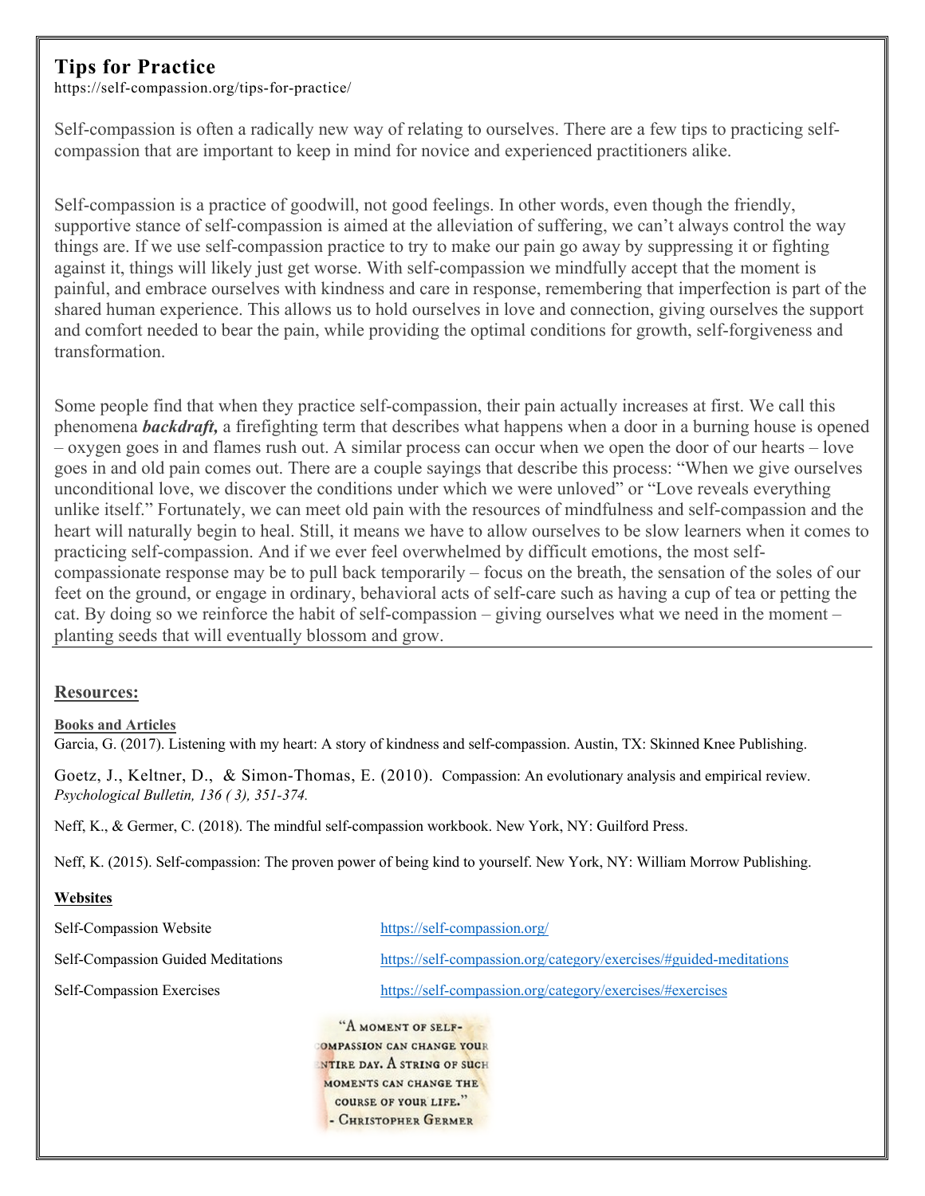## Tips for Practice

https://self-compassion.org/tips-for-practice/

Self-compassion is often a radically new way of relating to ourselves. There are a few tips to practicing self-compassion that are important to keep in mind for novice and experienced practitioners alike.

Self-compassion is a practice of goodwill, not good feelings. In other words, even though the friendly, supportive stance of self-compassion is aimed at the alleviation of suffering, we can't always control the way things are. If we use self-compassion practice to try to make our pain go away by suppressing it or fighting against it, things will likely just get worse. With self-compassion we mindfully accept that the moment is painful, and embrace ourselves with kindness and care in response, remembering that imperfection is part of the shared human experience. This allows us to hold ourselves in love and connection, giving ourselves the support and comfort needed to bear the pain, while providing the optimal conditions for growth, self-forgiveness and transformation.

Some people find that when they practice self-compassion, their pain actually increases at first. We call this phenomena ***backdraft,*** a firefighting term that describes what happens when a door in a burning house is opened – oxygen goes in and flames rush out. A similar process can occur when we open the door of our hearts – love goes in and old pain comes out. There are a couple sayings that describe this process: "When we give ourselves unconditional love, we discover the conditions under which we were unloved" or "Love reveals everything unlike itself." Fortunately, we can meet old pain with the resources of mindfulness and self-compassion and the heart will naturally begin to heal. Still, it means we have to allow ourselves to be slow learners when it comes to practicing self-compassion. And if we ever feel overwhelmed by difficult emotions, the most self-compassionate response may be to pull back temporarily – focus on the breath, the sensation of the soles of our feet on the ground, or engage in ordinary, behavioral acts of self-care such as having a cup of tea or petting the cat. By doing so we reinforce the habit of self-compassion – giving ourselves what we need in the moment – planting seeds that will eventually blossom and grow.

---

## Resources:

### Books and Articles

Garcia, G. (2017). Listening with my heart: A story of kindness and self-compassion. Austin, TX: Skinned Knee Publishing.

Goetz, J., Keltner, D., & Simon-Thomas, E. (2010). Compassion: An evolutionary analysis and empirical review. *Psychological Bulletin, 136 ( 3), 351-374.*

Neff, K., & Germer, C. (2018). The mindful self-compassion workbook. New York, NY: Guilford Press.

Neff, K. (2015). Self-compassion: The proven power of being kind to yourself. New York, NY: William Morrow Publishing.

### Websites

| | |
|---|---|
| Self-Compassion Website | https://self-compassion.org/ |
| Self-Compassion Guided Meditations | https://self-compassion.org/category/exercises/#guided-meditations |
| Self-Compassion Exercises | https://self-compassion.org/category/exercises/#exercises |

"A moment of self-compassion can change your entire day. A string of such moments can change the course of your life."
- Christopher Germer